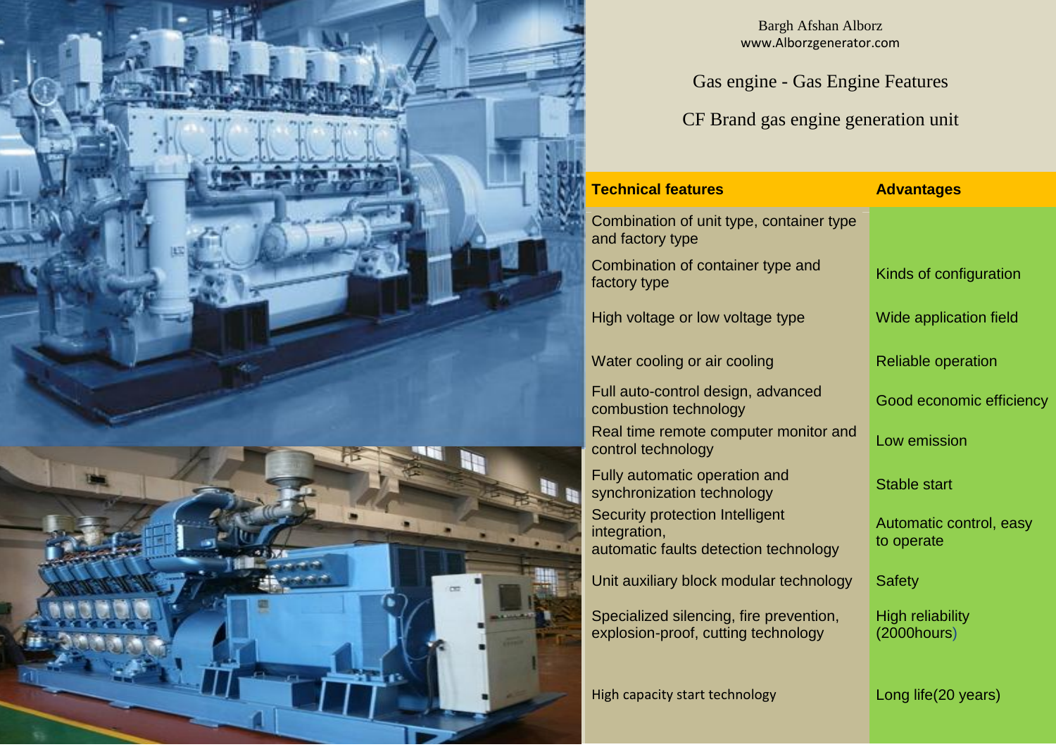Bargh Afshan Alborz
www.Alborzgenerator.com

# Gas engine - Gas Engine Features

## CF Brand gas engine generation unit

| Technical features | Advantages |
|---|---|
| Combination of unit type, container type and factory type | |
| Combination of container type and factory type | Kinds of configuration |
| High voltage or low voltage type | Wide application field |
| Water cooling or air cooling | Reliable operation |
| Full auto-control design, advanced combustion technology | Good economic efficiency |
| Real time remote computer monitor and control technology | Low emission |
| Fully automatic operation and synchronization technology | Stable start |
| Security protection Intelligent integration, automatic faults detection technology | Automatic control, easy to operate |
| Unit auxiliary block modular technology | Safety |
| Specialized silencing, fire prevention, explosion-proof, cutting technology | High reliability (2000hours) |
| High capacity start technology | Long life(20 years) |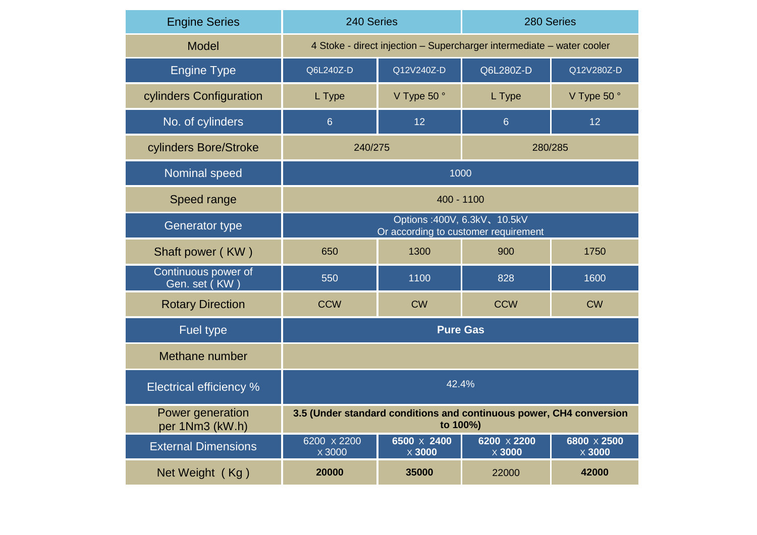| Engine Series | 240 Series | | 280 Series | |
|---|---|---|---|---|
| Model | 4 Stoke - direct injection – Supercharger intermediate – water cooler | | | |
| Engine Type | Q6L240Z-D | Q12V240Z-D | Q6L280Z-D | Q12V280Z-D |
| cylinders Configuration | L Type | V Type 50 ° | L Type | V Type 50 ° |
| No. of cylinders | 6 | 12 | 6 | 12 |
| cylinders Bore/Stroke | 240/275 | | 280/285 | |
| Nominal speed | 1000 | | | |
| Speed range | 400 - 1100 | | | |
| Generator type | Options :400V, 6.3kV、10.5kV Or according to customer requirement | | | |
| Shaft power ( KW ) | 650 | 1300 | 900 | 1750 |
| Continuous power of Gen. set ( KW ) | 550 | 1100 | 828 | 1600 |
| Rotary Direction | CCW | CW | CCW | CW |
| Fuel type | **Pure Gas** | | | |
| Methane number | | | | |
| Electrical efficiency % | 42.4% | | | |
| Power generation per 1Nm3 (kW.h) | **3.5 (Under standard conditions and continuous power, CH4 conversion to 100%)** | | | |
| External Dimensions | 6200 x 2200 x 3000 | **6500 x 2400 x 3000** | **6200 x 2200 x 3000** | **6800 x 2500 x 3000** |
| Net Weight ( Kg ) | **20000** | **35000** | 22000 | **42000** |